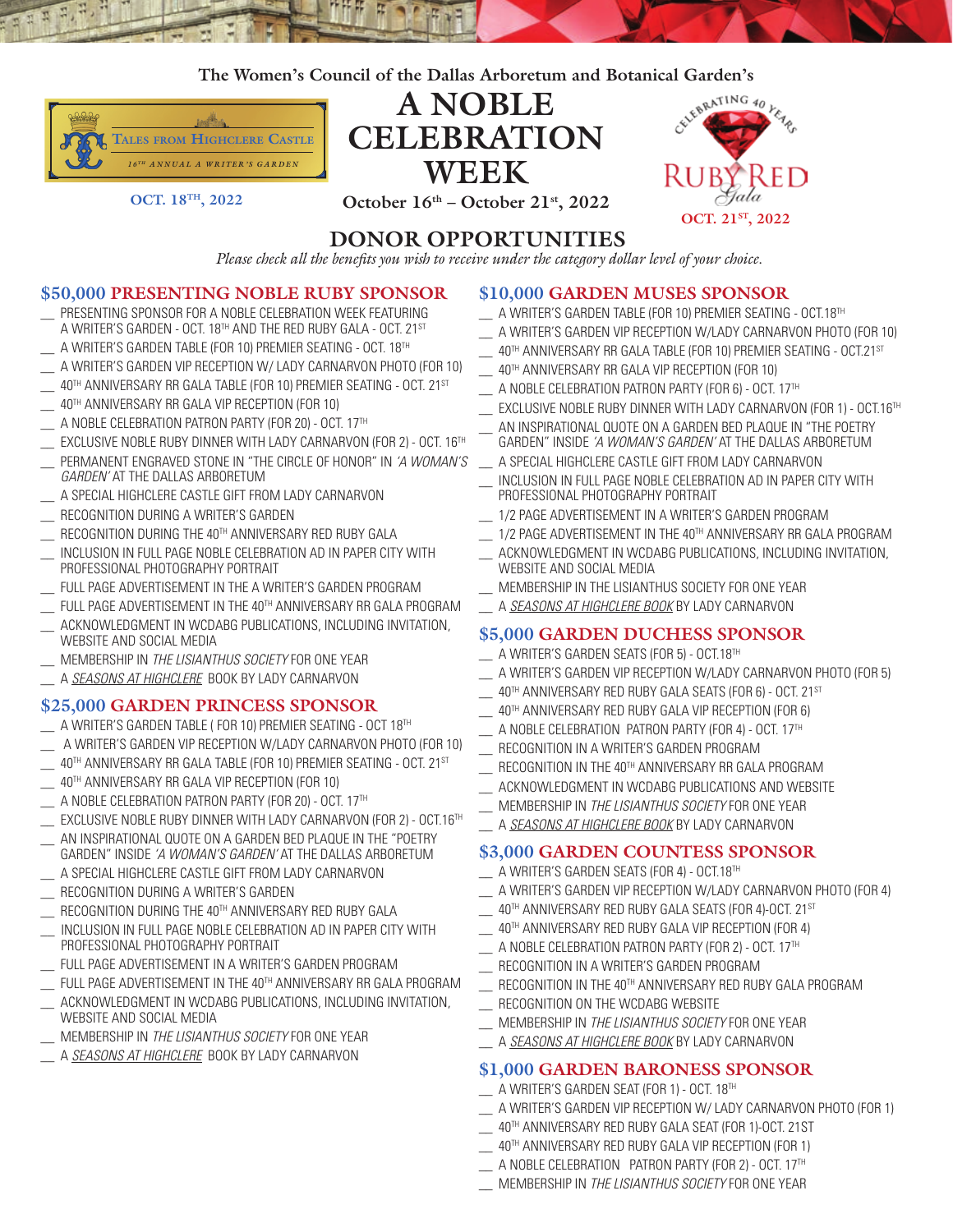The Women's Council of the Dallas Arboretum and Botanical Garden's

TALES FROM HIGHCLERE CASTLE
16TH ANNUAL A WRITER'S GARDEN

OCT. 18TH, 2022

# A NOBLE CELEBRATION WEEK

October 16th – October 21st, 2022

CELEBRATING 40 YEARS
RUBY RED Gala
OCT. 21ST, 2022

## DONOR OPPORTUNITIES

*Please check all the benefits you wish to receive under the category dollar level of your choice.*

### $50,000 PRESENTING NOBLE RUBY SPONSOR

__ PRESENTING SPONSOR FOR A NOBLE CELEBRATION WEEK FEATURING A WRITER'S GARDEN - OCT. 18TH AND THE RED RUBY GALA - OCT. 21ST
__ A WRITER'S GARDEN TABLE (FOR 10) PREMIER SEATING - OCT. 18TH
__ A WRITER'S GARDEN VIP RECEPTION W/ LADY CARNARVON PHOTO (FOR 10)
__ 40TH ANNIVERSARY RR GALA TABLE (FOR 10) PREMIER SEATING - OCT. 21ST
__ 40TH ANNIVERSARY RR GALA VIP RECEPTION (FOR 10)
__ A NOBLE CELEBRATION PATRON PARTY (FOR 20) - OCT. 17TH
__ EXCLUSIVE NOBLE RUBY DINNER WITH LADY CARNARVON (FOR 2) - OCT. 16TH
__ PERMANENT ENGRAVED STONE IN "THE CIRCLE OF HONOR" IN *'A WOMAN'S GARDEN'* AT THE DALLAS ARBORETUM
__ A SPECIAL HIGHCLERE CASTLE GIFT FROM LADY CARNARVON
__ RECOGNITION DURING A WRITER'S GARDEN
__ RECOGNITION DURING THE 40TH ANNIVERSARY RED RUBY GALA
__ INCLUSION IN FULL PAGE NOBLE CELEBRATION AD IN PAPER CITY WITH PROFESSIONAL PHOTOGRAPHY PORTRAIT
__ FULL PAGE ADVERTISEMENT IN THE A WRITER'S GARDEN PROGRAM
__ FULL PAGE ADVERTISEMENT IN THE 40TH ANNIVERSARY RR GALA PROGRAM
__ ACKNOWLEDGMENT IN WCDABG PUBLICATIONS, INCLUDING INVITATION, WEBSITE AND SOCIAL MEDIA
__ MEMBERSHIP IN *THE LISIANTHUS SOCIETY* FOR ONE YEAR
__ A *SEASONS AT HIGHCLERE* BOOK BY LADY CARNARVON

### $25,000 GARDEN PRINCESS SPONSOR

__ A WRITER'S GARDEN TABLE ( FOR 10) PREMIER SEATING - OCT 18TH
__ A WRITER'S GARDEN VIP RECEPTION W/LADY CARNARVON PHOTO (FOR 10)
__ 40TH ANNIVERSARY RR GALA TABLE (FOR 10) PREMIER SEATING - OCT. 21ST
__ 40TH ANNIVERSARY RR GALA VIP RECEPTION (FOR 10)
__ A NOBLE CELEBRATION PATRON PARTY (FOR 20) - OCT. 17TH
__ EXCLUSIVE NOBLE RUBY DINNER WITH LADY CARNARVON (FOR 2) - OCT.16TH
__ AN INSPIRATIONAL QUOTE ON A GARDEN BED PLAQUE IN THE "POETRY GARDEN" INSIDE *'A WOMAN'S GARDEN'* AT THE DALLAS ARBORETUM
__ A SPECIAL HIGHCLERE CASTLE GIFT FROM LADY CARNARVON
__ RECOGNITION DURING A WRITER'S GARDEN
__ RECOGNITION DURING THE 40TH ANNIVERSARY RED RUBY GALA
__ INCLUSION IN FULL PAGE NOBLE CELEBRATION AD IN PAPER CITY WITH PROFESSIONAL PHOTOGRAPHY PORTRAIT
__ FULL PAGE ADVERTISEMENT IN A WRITER'S GARDEN PROGRAM
__ FULL PAGE ADVERTISEMENT IN THE 40TH ANNIVERSARY RR GALA PROGRAM
__ ACKNOWLEDGMENT IN WCDABG PUBLICATIONS, INCLUDING INVITATION, WEBSITE AND SOCIAL MEDIA
__ MEMBERSHIP IN *THE LISIANTHUS SOCIETY* FOR ONE YEAR
__ A *SEASONS AT HIGHCLERE* BOOK BY LADY CARNARVON

### $10,000 GARDEN MUSES SPONSOR

__ A WRITER'S GARDEN TABLE (FOR 10) PREMIER SEATING - OCT.18TH
__ A WRITER'S GARDEN VIP RECEPTION W/LADY CARNARVON PHOTO (FOR 10)
__ 40TH ANNIVERSARY RR GALA TABLE (FOR 10) PREMIER SEATING - OCT.21ST
__ 40TH ANNIVERSARY RR GALA VIP RECEPTION (FOR 10)
__ A NOBLE CELEBRATION PATRON PARTY (FOR 6) - OCT. 17TH
__ EXCLUSIVE NOBLE RUBY DINNER WITH LADY CARNARVON (FOR 1) - OCT.16TH
__ AN INSPIRATIONAL QUOTE ON A GARDEN BED PLAQUE IN "THE POETRY GARDEN" INSIDE *'A WOMAN'S GARDEN'* AT THE DALLAS ARBORETUM
__ A SPECIAL HIGHCLERE CASTLE GIFT FROM LADY CARNARVON
__ INCLUSION IN FULL PAGE NOBLE CELEBRATION AD IN PAPER CITY WITH PROFESSIONAL PHOTOGRAPHY PORTRAIT
__ 1/2 PAGE ADVERTISEMENT IN A WRITER'S GARDEN PROGRAM
__ 1/2 PAGE ADVERTISEMENT IN THE 40TH ANNIVERSARY RR GALA PROGRAM
__ ACKNOWLEDGMENT IN WCDABG PUBLICATIONS, INCLUDING INVITATION, WEBSITE AND SOCIAL MEDIA
__ MEMBERSHIP IN THE LISIANTHUS SOCIETY FOR ONE YEAR
__ A *SEASONS AT HIGHCLERE BOOK* BY LADY CARNARVON

### $5,000 GARDEN DUCHESS SPONSOR

__ A WRITER'S GARDEN SEATS (FOR 5) - OCT.18TH
__ A WRITER'S GARDEN VIP RECEPTION W/LADY CARNARVON PHOTO (FOR 5)
__ 40TH ANNIVERSARY RED RUBY GALA SEATS (FOR 6) - OCT. 21ST
__ 40TH ANNIVERSARY RED RUBY GALA VIP RECEPTION (FOR 6)
__ A NOBLE CELEBRATION PATRON PARTY (FOR 4) - OCT. 17TH
__ RECOGNITION IN A WRITER'S GARDEN PROGRAM
__ RECOGNITION IN THE 40TH ANNIVERSARY RR GALA PROGRAM
__ ACKNOWLEDGMENT IN WCDABG PUBLICATIONS AND WEBSITE
__ MEMBERSHIP IN *THE LISIANTHUS SOCIETY* FOR ONE YEAR
__ A *SEASONS AT HIGHCLERE BOOK* BY LADY CARNARVON

### $3,000 GARDEN COUNTESS SPONSOR

__ A WRITER'S GARDEN SEATS (FOR 4) - OCT.18TH
__ A WRITER'S GARDEN VIP RECEPTION W/LADY CARNARVON PHOTO (FOR 4)
__ 40TH ANNIVERSARY RED RUBY GALA SEATS (FOR 4)-OCT. 21ST
__ 40TH ANNIVERSARY RED RUBY GALA VIP RECEPTION (FOR 4)
__ A NOBLE CELEBRATION PATRON PARTY (FOR 2) - OCT. 17TH
__ RECOGNITION IN A WRITER'S GARDEN PROGRAM
__ RECOGNITION IN THE 40TH ANNIVERSARY RED RUBY GALA PROGRAM
__ RECOGNITION ON THE WCDABG WEBSITE
__ MEMBERSHIP IN *THE LISIANTHUS SOCIETY* FOR ONE YEAR
__ A *SEASONS AT HIGHCLERE BOOK* BY LADY CARNARVON

### $1,000 GARDEN BARONESS SPONSOR

__ A WRITER'S GARDEN SEAT (FOR 1) - OCT. 18TH
__ A WRITER'S GARDEN VIP RECEPTION W/ LADY CARNARVON PHOTO (FOR 1)
__ 40TH ANNIVERSARY RED RUBY GALA SEAT (FOR 1)-OCT. 21ST
__ 40TH ANNIVERSARY RED RUBY GALA VIP RECEPTION (FOR 1)
__ A NOBLE CELEBRATION PATRON PARTY (FOR 2) - OCT. 17TH
__ MEMBERSHIP IN *THE LISIANTHUS SOCIETY* FOR ONE YEAR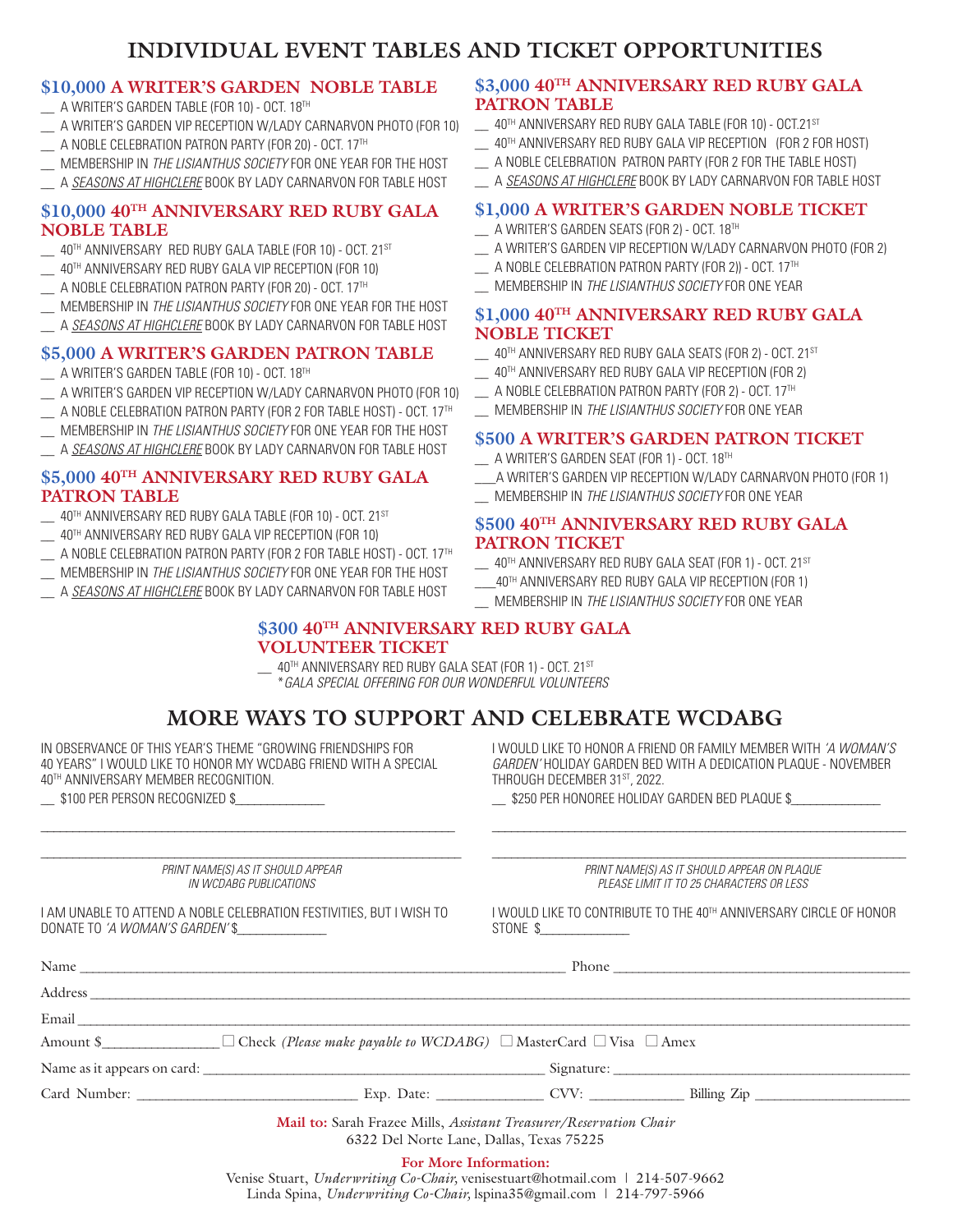# INDIVIDUAL EVENT TABLES AND TICKET OPPORTUNITIES

### $10,000 A WRITER'S GARDEN NOBLE TABLE

__ A WRITER'S GARDEN TABLE (FOR 10) - OCT. 18TH
__ A WRITER'S GARDEN VIP RECEPTION W/LADY CARNARVON PHOTO (FOR 10)
__ A NOBLE CELEBRATION PATRON PARTY (FOR 20) - OCT. 17TH
__ MEMBERSHIP IN *THE LISIANTHUS SOCIETY* FOR ONE YEAR FOR THE HOST
__ A *SEASONS AT HIGHCLERE* BOOK BY LADY CARNARVON FOR TABLE HOST

### $10,000 40TH ANNIVERSARY RED RUBY GALA NOBLE TABLE

__ 40TH ANNIVERSARY RED RUBY GALA TABLE (FOR 10) - OCT. 21ST
__ 40TH ANNIVERSARY RED RUBY GALA VIP RECEPTION (FOR 10)
__ A NOBLE CELEBRATION PATRON PARTY (FOR 20) - OCT. 17TH
__ MEMBERSHIP IN *THE LISIANTHUS SOCIETY* FOR ONE YEAR FOR THE HOST
__ A *SEASONS AT HIGHCLERE* BOOK BY LADY CARNARVON FOR TABLE HOST

### $5,000 A WRITER'S GARDEN PATRON TABLE

__ A WRITER'S GARDEN TABLE (FOR 10) - OCT. 18TH
__ A WRITER'S GARDEN VIP RECEPTION W/LADY CARNARVON PHOTO (FOR 10)
__ A NOBLE CELEBRATION PATRON PARTY (FOR 2 FOR TABLE HOST) - OCT. 17TH
__ MEMBERSHIP IN *THE LISIANTHUS SOCIETY* FOR ONE YEAR FOR THE HOST
__ A *SEASONS AT HIGHCLERE* BOOK BY LADY CARNARVON FOR TABLE HOST

### $5,000 40TH ANNIVERSARY RED RUBY GALA PATRON TABLE

__ 40TH ANNIVERSARY RED RUBY GALA TABLE (FOR 10) - OCT. 21ST
__ 40TH ANNIVERSARY RED RUBY GALA VIP RECEPTION (FOR 10)
__ A NOBLE CELEBRATION PATRON PARTY (FOR 2 FOR TABLE HOST) - OCT. 17TH
__ MEMBERSHIP IN *THE LISIANTHUS SOCIETY* FOR ONE YEAR FOR THE HOST
__ A *SEASONS AT HIGHCLERE* BOOK BY LADY CARNARVON FOR TABLE HOST

### $3,000 40TH ANNIVERSARY RED RUBY GALA PATRON TABLE

__ 40TH ANNIVERSARY RED RUBY GALA TABLE (FOR 10) - OCT.21ST
__ 40TH ANNIVERSARY RED RUBY GALA VIP RECEPTION (FOR 2 FOR HOST)
__ A NOBLE CELEBRATION PATRON PARTY (FOR 2 FOR THE TABLE HOST)
__ A *SEASONS AT HIGHCLERE* BOOK BY LADY CARNARVON FOR TABLE HOST

### $1,000 A WRITER'S GARDEN NOBLE TICKET

__ A WRITER'S GARDEN SEATS (FOR 2) - OCT. 18TH
__ A WRITER'S GARDEN VIP RECEPTION W/LADY CARNARVON PHOTO (FOR 2)
__ A NOBLE CELEBRATION PATRON PARTY (FOR 2)) - OCT. 17TH
__ MEMBERSHIP IN *THE LISIANTHUS SOCIETY* FOR ONE YEAR

### $1,000 40TH ANNIVERSARY RED RUBY GALA NOBLE TICKET

__ 40TH ANNIVERSARY RED RUBY GALA SEATS (FOR 2) - OCT. 21ST
__ 40TH ANNIVERSARY RED RUBY GALA VIP RECEPTION (FOR 2)
__ A NOBLE CELEBRATION PATRON PARTY (FOR 2) - OCT. 17TH
__ MEMBERSHIP IN *THE LISIANTHUS SOCIETY* FOR ONE YEAR

### $500 A WRITER'S GARDEN PATRON TICKET

__ A WRITER'S GARDEN SEAT (FOR 1) - OCT. 18TH
___A WRITER'S GARDEN VIP RECEPTION W/LADY CARNARVON PHOTO (FOR 1)
__ MEMBERSHIP IN *THE LISIANTHUS SOCIETY* FOR ONE YEAR

### $500 40TH ANNIVERSARY RED RUBY GALA PATRON TICKET

__ 40TH ANNIVERSARY RED RUBY GALA SEAT (FOR 1) - OCT. 21ST
___40TH ANNIVERSARY RED RUBY GALA VIP RECEPTION (FOR 1)
__ MEMBERSHIP IN *THE LISIANTHUS SOCIETY* FOR ONE YEAR

### $300 40TH ANNIVERSARY RED RUBY GALA VOLUNTEER TICKET

__ 40TH ANNIVERSARY RED RUBY GALA SEAT (FOR 1) - OCT. 21ST
*\*GALA SPECIAL OFFERING FOR OUR WONDERFUL VOLUNTEERS*

# MORE WAYS TO SUPPORT AND CELEBRATE WCDABG

IN OBSERVANCE OF THIS YEAR'S THEME "GROWING FRIENDSHIPS FOR 40 YEARS" I WOULD LIKE TO HONOR MY WCDABG FRIEND WITH A SPECIAL 40TH ANNIVERSARY MEMBER RECOGNITION.

__ $100 PER PERSON RECOGNIZED $_____________

_______________________________________________

_______________________________________________

*PRINT NAME(S) AS IT SHOULD APPEAR IN WCDABG PUBLICATIONS*

I WOULD LIKE TO HONOR A FRIEND OR FAMILY MEMBER WITH *'A WOMAN'S GARDEN'* HOLIDAY GARDEN BED WITH A DEDICATION PLAQUE - NOVEMBER THROUGH DECEMBER 31ST, 2022.

__ $250 PER HONOREE HOLIDAY GARDEN BED PLAQUE $_____________

_______________________________________________

_______________________________________________

*PRINT NAME(S) AS IT SHOULD APPEAR ON PLAQUE*
*PLEASE LIMIT IT TO 25 CHARACTERS OR LESS*

I AM UNABLE TO ATTEND A NOBLE CELEBRATION FESTIVITIES, BUT I WISH TO DONATE TO *'A WOMAN'S GARDEN'* $_____________

I WOULD LIKE TO CONTRIBUTE TO THE 40TH ANNIVERSARY CIRCLE OF HONOR STONE $_____________

Name _______________________________________ Phone _______________________

Address _______________________________________________________________

Email _________________________________________________________________

Amount $_______________ ☐ Check *(Please make payable to WCDABG)* ☐ MasterCard ☐ Visa ☐ Amex

Name as it appears on card: ___________________________ Signature: _______________________

Card Number: ____________________ Exp. Date: ____________ CVV: ___________ Billing Zip _______________

**Mail to:** Sarah Frazee Mills, *Assistant Treasurer/Reservation Chair*
6322 Del Norte Lane, Dallas, Texas 75225

**For More Information:**
Venise Stuart, *Underwriting Co-Chair,* venisestuart@hotmail.com | 214-507-9662
Linda Spina, *Underwriting Co-Chair,* lspina35@gmail.com | 214-797-5966